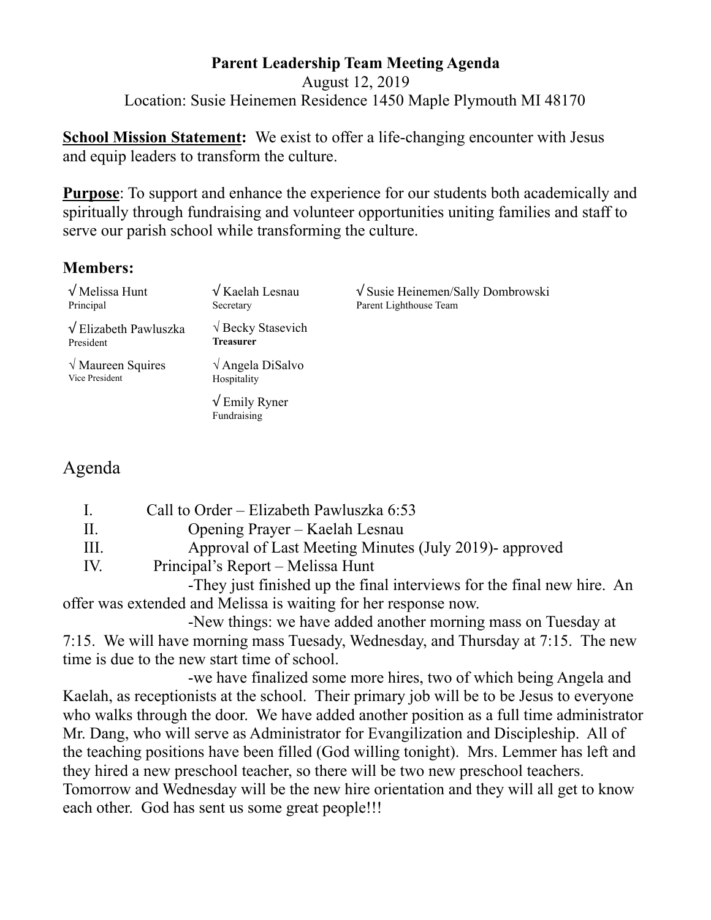# Parent Leadership Team Meeting Agenda

August 12, 2019

Location: Susie Heinemen Residence 1450 Maple Plymouth MI 48170

**School Mission Statement:** We exist to offer a life-changing encounter with Jesus and equip leaders to transform the culture.

**Purpose**: To support and enhance the experience for our students both academically and spiritually through fundraising and volunteer opportunities uniting families and staff to serve our parish school while transforming the culture.

## Members:

| | | |
|---|---|---|
| √ Melissa Hunt<br>Principal | √ Kaelah Lesnau<br>Secretary | √ Susie Heinemen/Sally Dombrowski<br>Parent Lighthouse Team |
| √ Elizabeth Pawluszka<br>President | √ Becky Stasevich<br>**Treasurer** | |
| √ Maureen Squires<br>Vice President | √ Angela DiSalvo<br>Hospitality | |
| | √ Emily Ryner<br>Fundraising | |

## Agenda

I. Call to Order – Elizabeth Pawluszka 6:53

II. Opening Prayer – Kaelah Lesnau

III. Approval of Last Meeting Minutes (July 2019)- approved

IV. Principal's Report – Melissa Hunt

-They just finished up the final interviews for the final new hire. An offer was extended and Melissa is waiting for her response now.

-New things: we have added another morning mass on Tuesday at 7:15. We will have morning mass Tuesady, Wednesday, and Thursday at 7:15. The new time is due to the new start time of school.

-we have finalized some more hires, two of which being Angela and Kaelah, as receptionists at the school. Their primary job will be to be Jesus to everyone who walks through the door. We have added another position as a full time administrator Mr. Dang, who will serve as Administrator for Evangilization and Discipleship. All of the teaching positions have been filled (God willing tonight). Mrs. Lemmer has left and they hired a new preschool teacher, so there will be two new preschool teachers. Tomorrow and Wednesday will be the new hire orientation and they will all get to know each other. God has sent us some great people!!!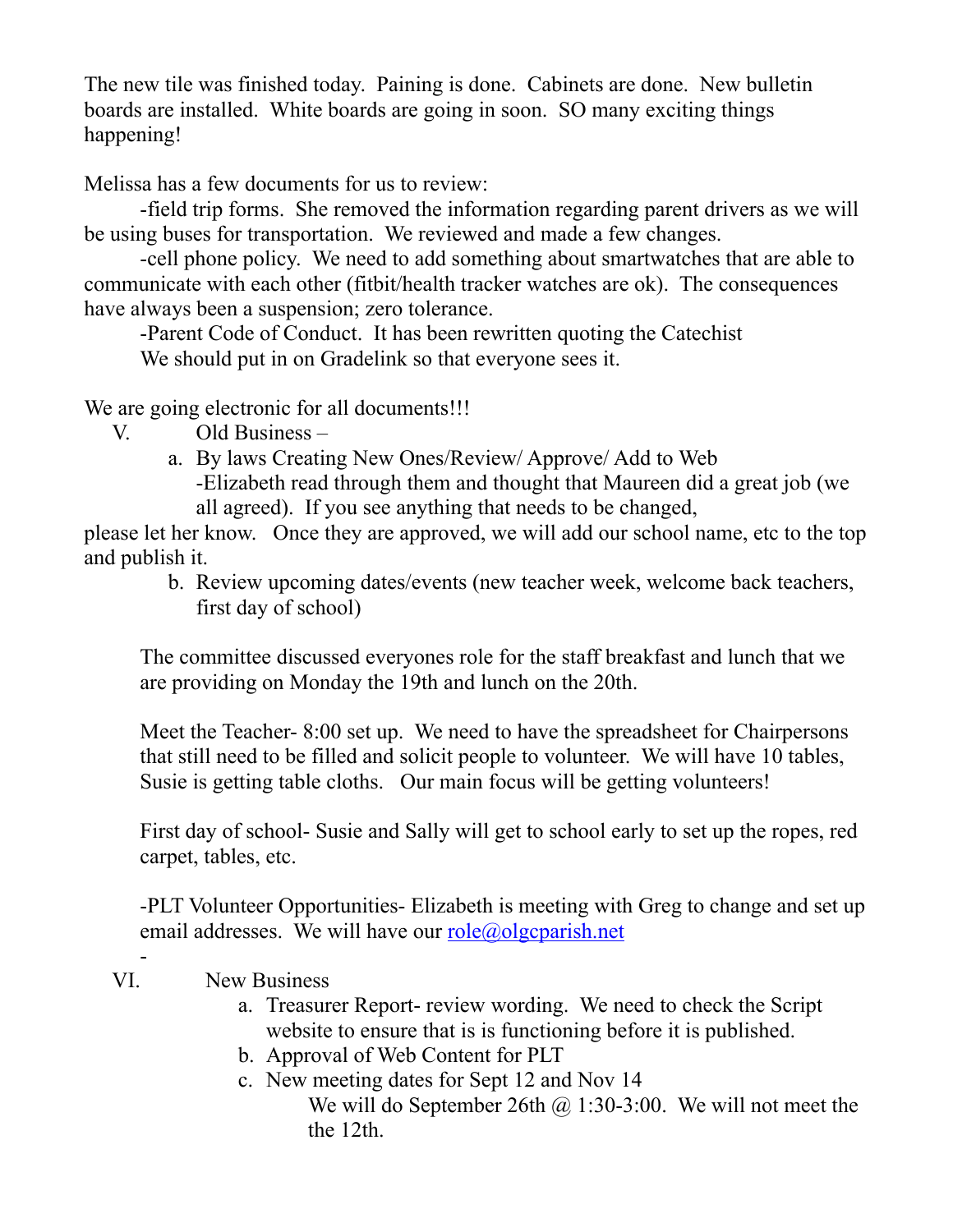The new tile was finished today. Paining is done. Cabinets are done. New bulletin boards are installed. White boards are going in soon. SO many exciting things happening!

Melissa has a few documents for us to review:

-field trip forms. She removed the information regarding parent drivers as we will be using buses for transportation. We reviewed and made a few changes.

-cell phone policy. We need to add something about smartwatches that are able to communicate with each other (fitbit/health tracker watches are ok). The consequences have always been a suspension; zero tolerance.

-Parent Code of Conduct. It has been rewritten quoting the Catechist

We should put in on Gradelink so that everyone sees it.

We are going electronic for all documents!!!

V. Old Business –

a. By laws Creating New Ones/Review/ Approve/ Add to Web
-Elizabeth read through them and thought that Maureen did a great job (we all agreed). If you see anything that needs to be changed, please let her know. Once they are approved, we will add our school name, etc to the top and publish it.

b. Review upcoming dates/events (new teacher week, welcome back teachers, first day of school)

The committee discussed everyones role for the staff breakfast and lunch that we are providing on Monday the 19th and lunch on the 20th.

Meet the Teacher- 8:00 set up. We need to have the spreadsheet for Chairpersons that still need to be filled and solicit people to volunteer. We will have 10 tables, Susie is getting table cloths. Our main focus will be getting volunteers!

First day of school- Susie and Sally will get to school early to set up the ropes, red carpet, tables, etc.

-PLT Volunteer Opportunities- Elizabeth is meeting with Greg to change and set up email addresses. We will have our role@olgcparish.net

-

VI. New Business

a. Treasurer Report- review wording. We need to check the Script website to ensure that is is functioning before it is published.

b. Approval of Web Content for PLT

c. New meeting dates for Sept 12 and Nov 14
We will do September 26th @ 1:30-3:00. We will not meet the the 12th.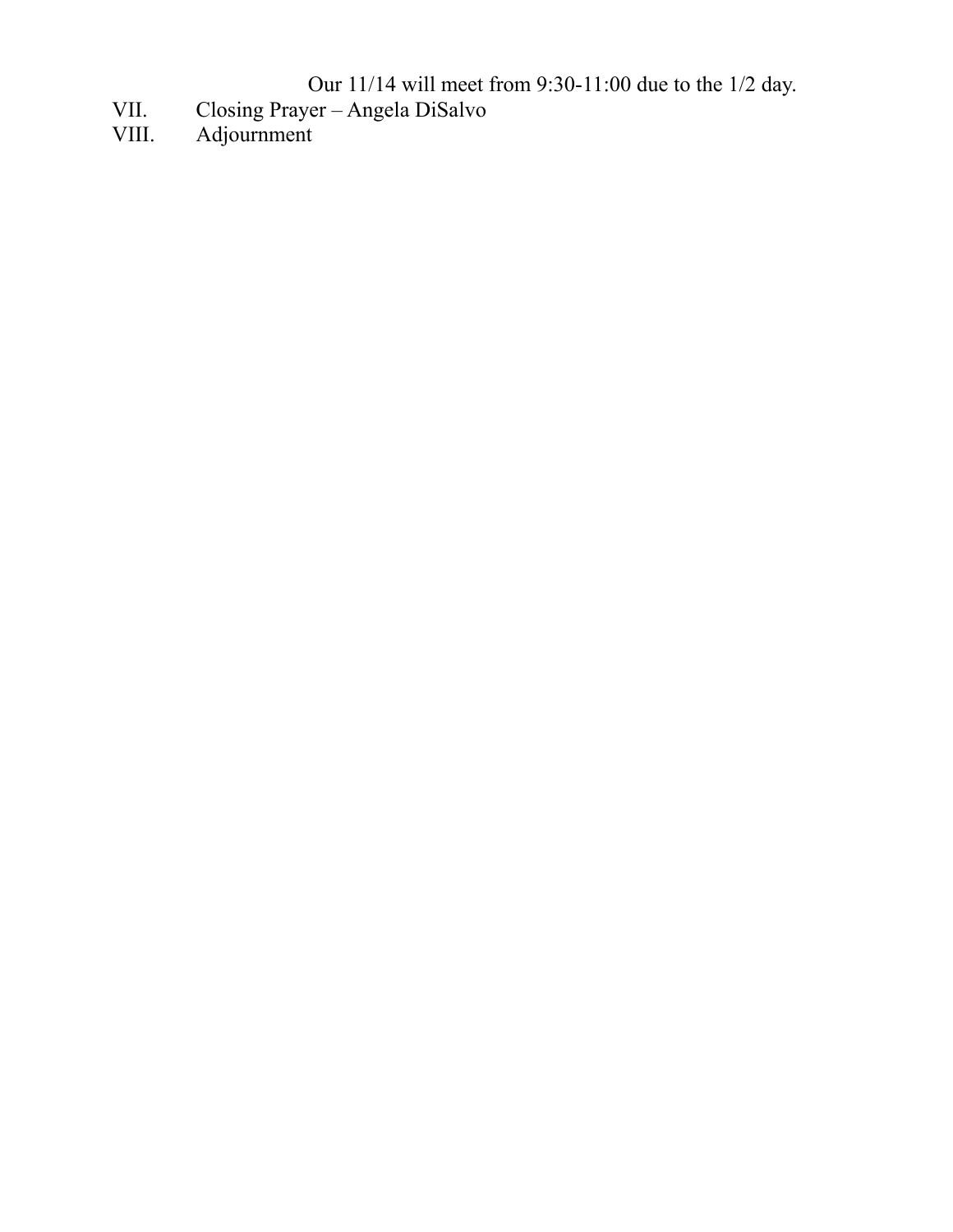Our 11/14 will meet from 9:30-11:00 due to the 1/2 day.

VII. Closing Prayer – Angela DiSalvo

VIII. Adjournment